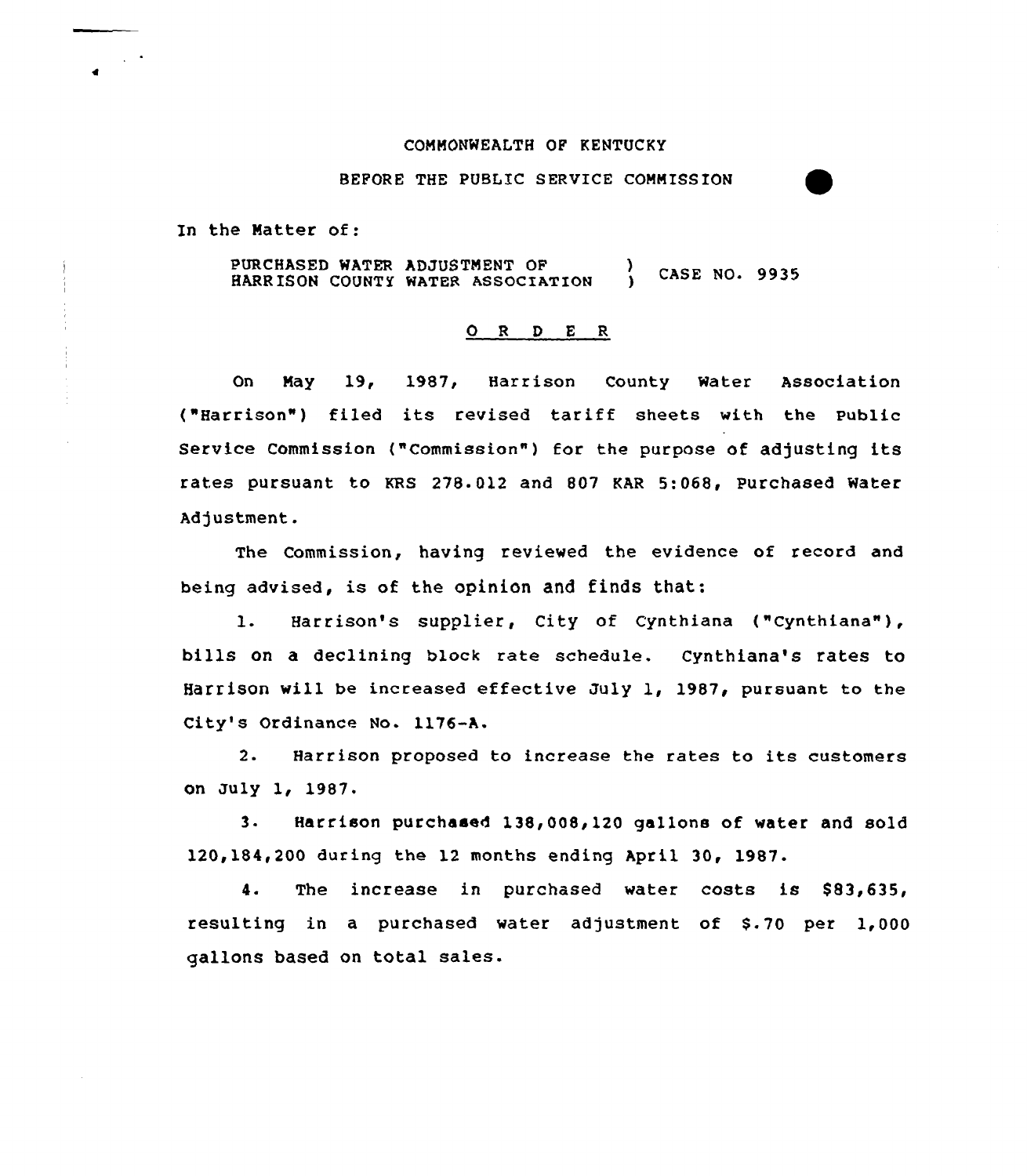COMMONWEALTH OF KENTUCKY

BEFORE THE PUBLIC SERVICE COMMISSION

In the Matter of:

PURCHASED WATER ADJUSTMENT OF HARRISON COUNTY WATER ASSOCIATION ) CASE NO. 9935

## O R D E R

On May 19, 1987, Harrison County Water Association ("Harrison") filed its revised tariff sheets with the Public Service Commission ("Commission") for the purpose of adjusting its rates pursuant to KRS 278.012 and 807 KAR 5:068, Purchased Water Adjustment.

The Commission, having reviewed the evidence of record and being advised, is of the opinion and finds that:

1. Harrison's supplier, City of Cynthiana ("Cynthiana"), bills on a declining block rate schedule. Cynthiana's rates to Harrison will be increased effective July 1, 1987, pursuant to the City's Ordinance No. 1176-A.

2. Harrison proposed to increase the rates to its customers on July 1, 1987.

3. Harrison purchased 138,008,120 gallons of water and sold 120,184,200 during the 12 months ending April 30, 1987.

4. The increase in purchased water costs is $83,635, resulting in a purchased water adjustment of $.70 per 1,000 gallons based on total sales.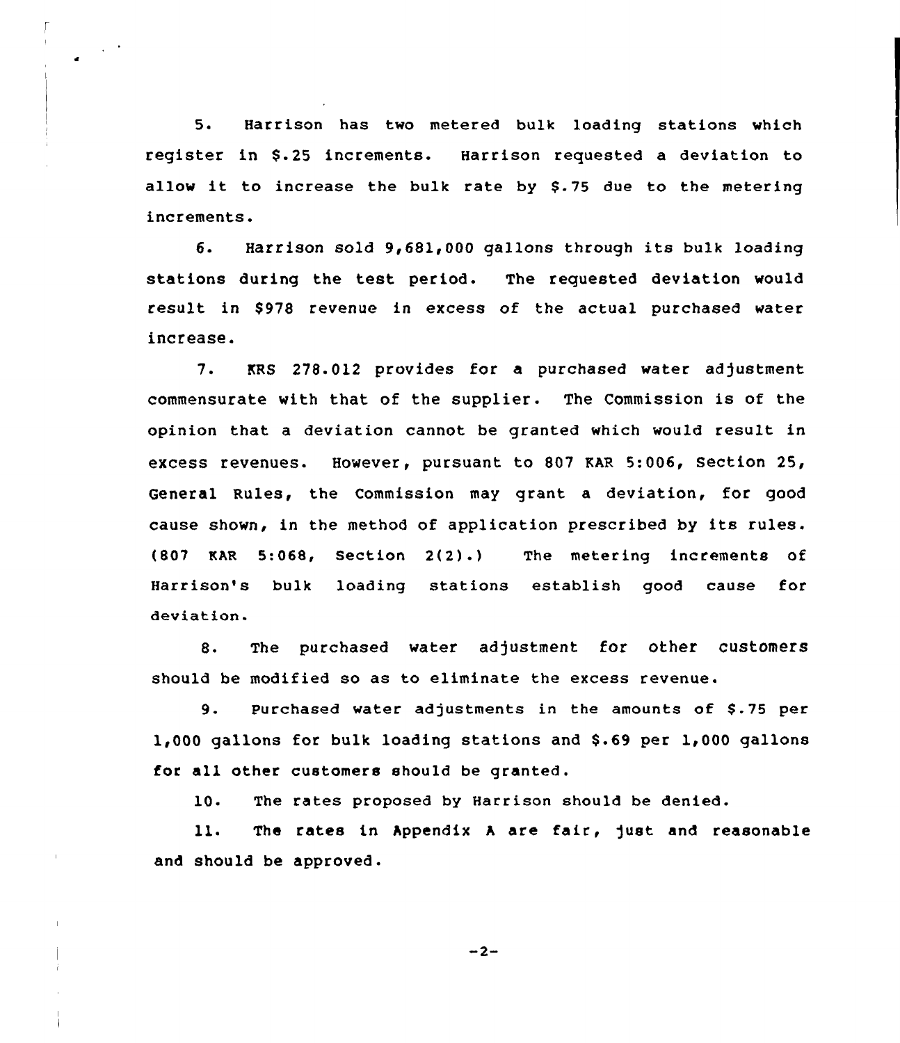5. Harrison has two metered bulk loading stations which register in $.25 increments. Harrison requested a deviation to allow it to increase the bulk rate by $.75 due to the metering increments.

6. Harrison sold 9,681,000 gallons through its bulk loading stations during the test period. The requested deviation would result in $978 revenue in excess of the actual purchased water increase.

7. KRS 278.012 provides for a purchased water adjustment commensurate with that of the supplier. The Commission is of the opinion that a deviation cannot be granted which would result in excess revenues. However, pursuant to 807 KAR 5:006, Section 25, General Rules, the Commission may grant a deviation, for good cause shown, in the method of application prescribed by its rules. (807 KAR 5:068, Section 2(2).) The metering increments of Harrison's bulk loading stations establish good cause for deviation.

8. The purchased water adjustment for other customers should be modified so as to eliminate the excess revenue.

9. Purchased water adjustments in the amounts of $.75 per 1,000 gallons for bulk loading stations and $.69 per 1,000 gallons for all other customers should be granted.

10. The rates proposed by Harrison should be denied.

11. The rates in Appendix A are fair, just and reasonable and should be approved.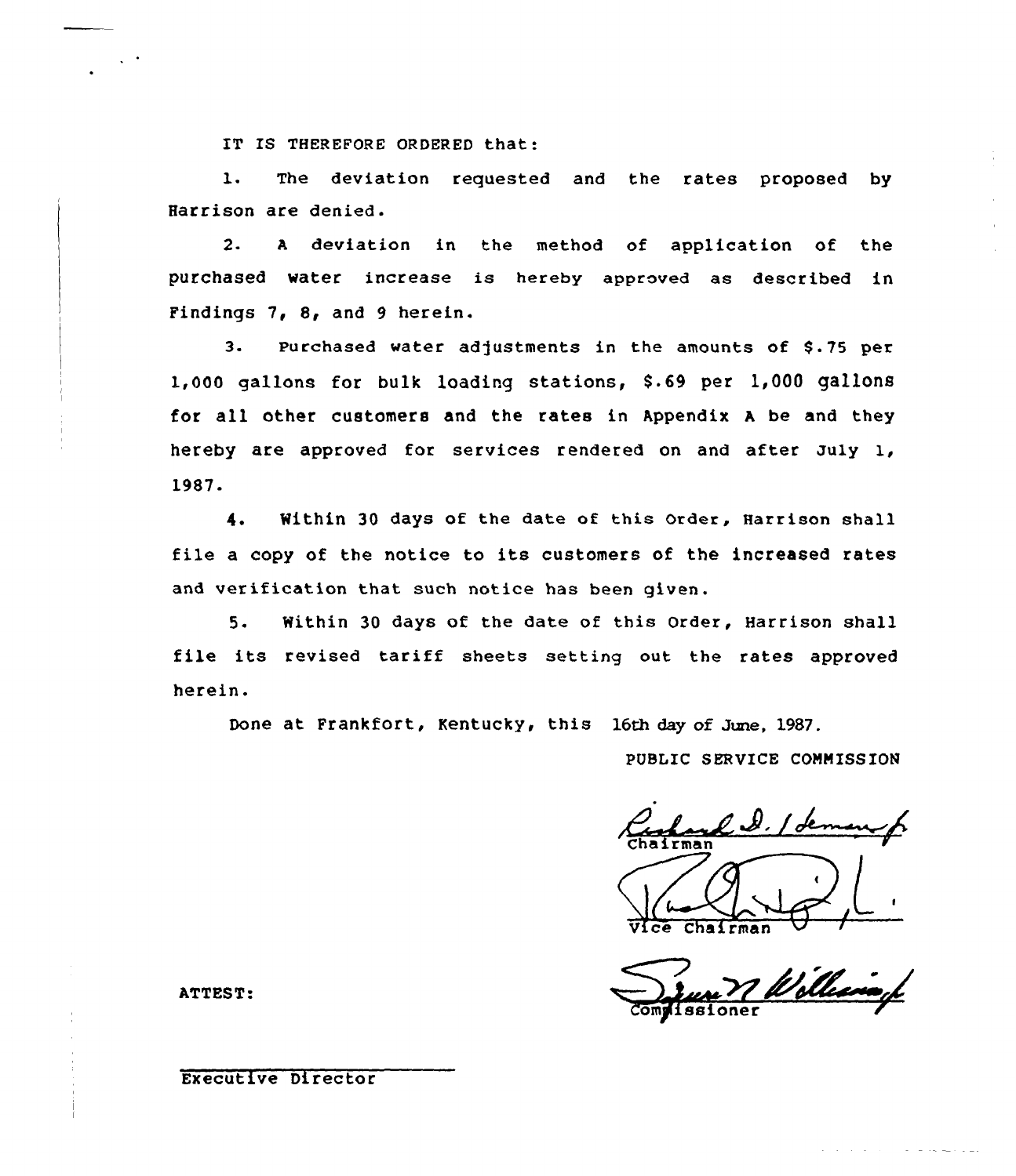IT IS THEREFORE ORDERED that:

1. The deviation requested and the rates proposed by Harrison are denied.

2. A deviation in the method of application of the purchased water increase is hereby approved as described in Findings 7, 8, and 9 herein.

3. Purchased water adjustments in the amounts of $.75 per 1,000 gallons for bulk loading stations, $.69 per 1,000 gallons for all other customers and the rates in Appendix A be and they hereby are approved for services rendered on and after July 1, 1987.

4. Within 30 days of the date of this Order, Harrison shall file a copy of the notice to its customers of the increased rates and verification that such notice has been given.

5. Within 30 days of the date of this Order, Harrison shall file its revised tariff sheets setting out the rates approved herein.

Done at Frankfort, Kentucky, this 16th day of June, 1987.

PUBLIC SERVICE COMMISSION

Chairman

Vice Chairman

Commissioner

ATTEST:

Executive Director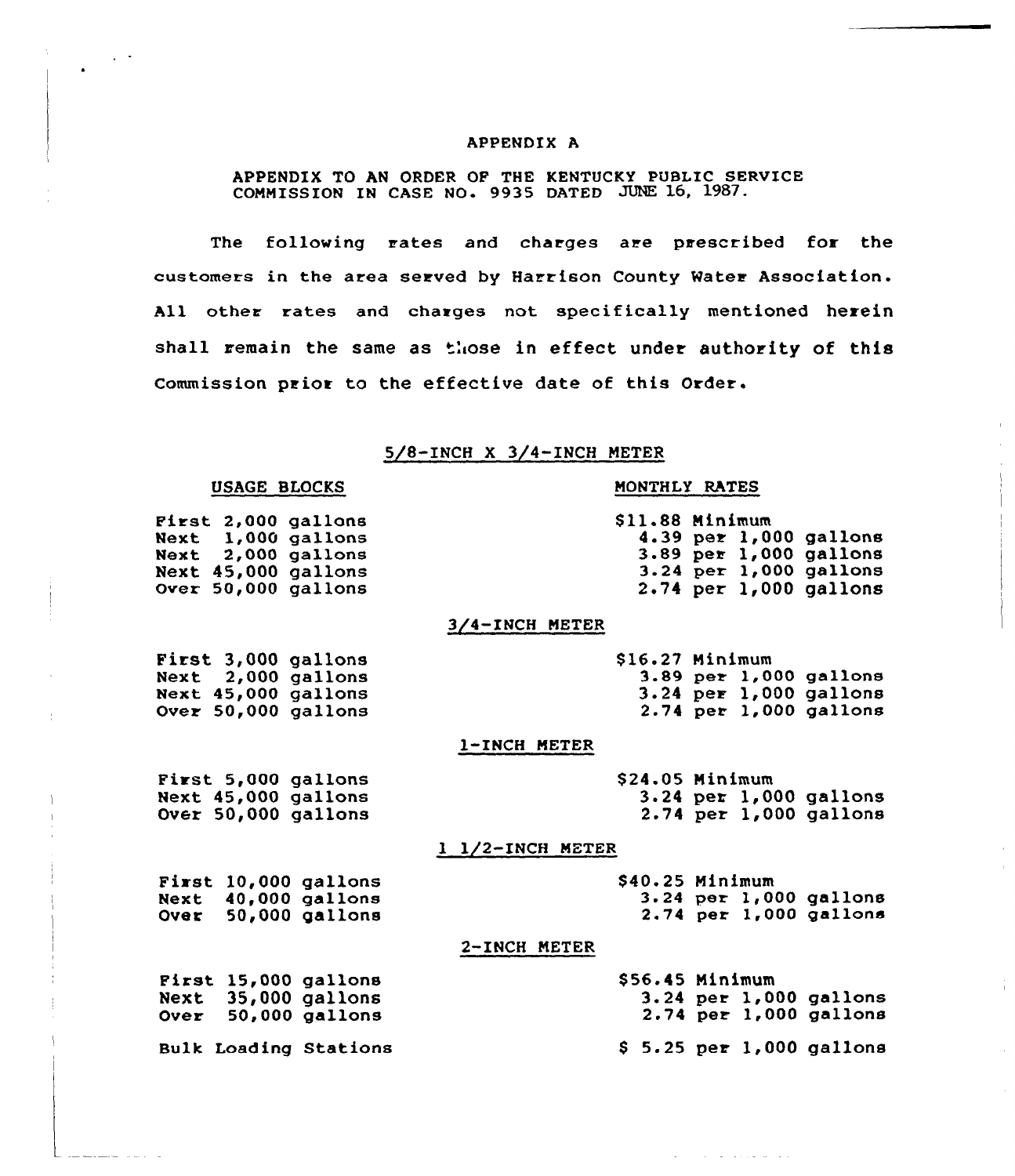# APPENDIX A

APPENDIX TO AN ORDER OF THE KENTUCKY PUBLIC SERVICE COMMISSION IN CASE NO. 9935 DATED JUNE 16, 1987.

The following rates and charges are prescribed for the customers in the area served by Harrison County Water Association. All other rates and charges not specifically mentioned herein shall remain the same as those in effect under authority of this Commission prior to the effective date of this Order.

## 5/8-INCH X 3/4-INCH METER

| USAGE BLOCKS | MONTHLY RATES |
|---|---|
| First 2,000 gallons | $11.88 Minimum |
| Next 1,000 gallons | 4.39 per 1,000 gallons |
| Next 2,000 gallons | 3.89 per 1,000 gallons |
| Next 45,000 gallons | 3.24 per 1,000 gallons |
| Over 50,000 gallons | 2.74 per 1,000 gallons |

## 3/4-INCH METER

| | |
|---|---|
| First 3,000 gallons | $16.27 Minimum |
| Next 2,000 gallons | 3.89 per 1,000 gallons |
| Next 45,000 gallons | 3.24 per 1,000 gallons |
| Over 50,000 gallons | 2.74 per 1,000 gallons |

## 1-INCH METER

| | |
|---|---|
| First 5,000 gallons | $24.05 Minimum |
| Next 45,000 gallons | 3.24 per 1,000 gallons |
| Over 50,000 gallons | 2.74 per 1,000 gallons |

## 1 1/2-INCH METER

| | |
|---|---|
| First 10,000 gallons | $40.25 Minimum |
| Next 40,000 gallons | 3.24 per 1,000 gallons |
| Over 50,000 gallons | 2.74 per 1,000 gallons |

## 2-INCH METER

| | |
|---|---|
| First 15,000 gallons | $56.45 Minimum |
| Next 35,000 gallons | 3.24 per 1,000 gallons |
| Over 50,000 gallons | 2.74 per 1,000 gallons |
| Bulk Loading Stations | $ 5.25 per 1,000 gallons |